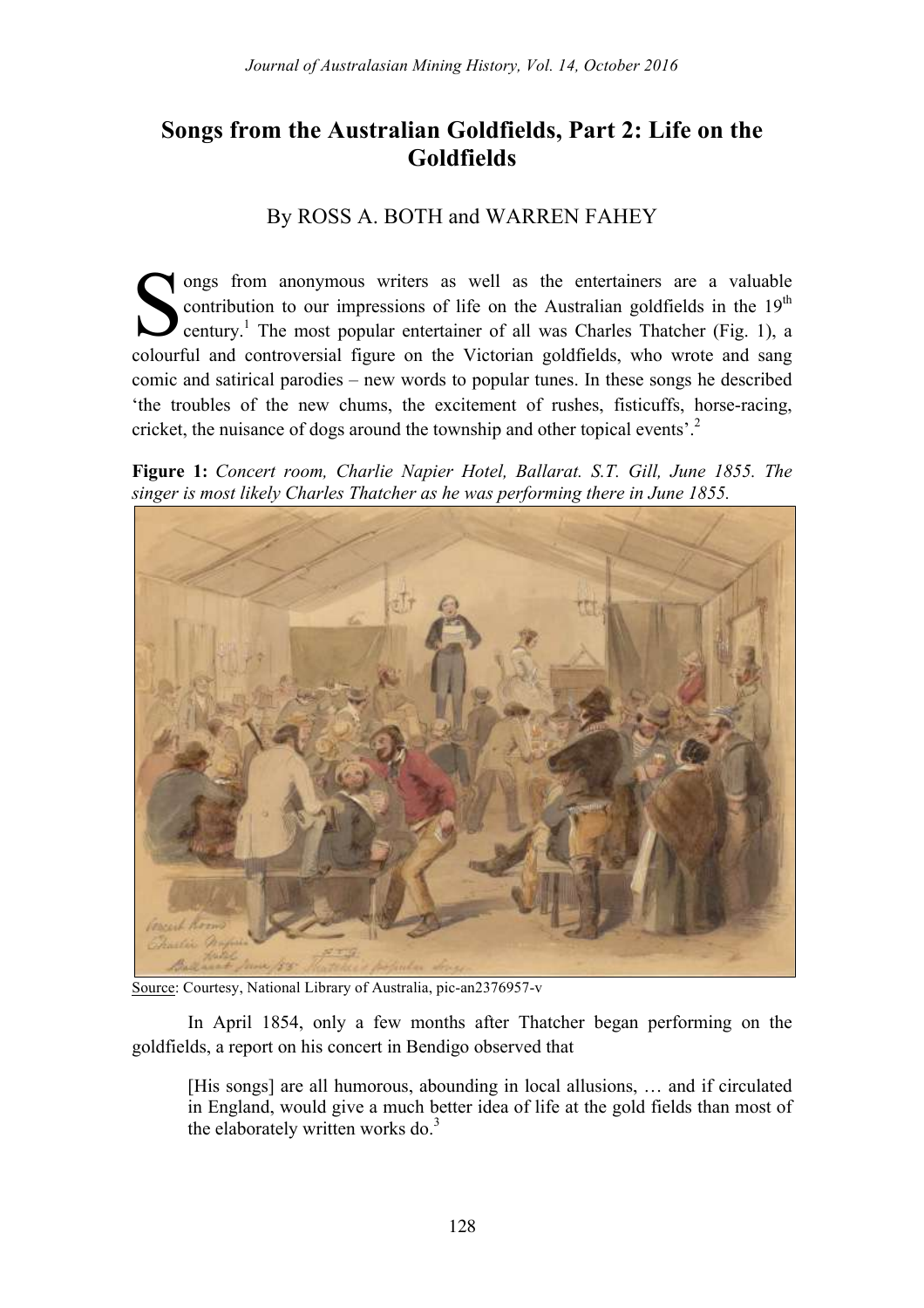# Songs from the Australian Goldfields, Part 2: Life on the Goldfields

By ROSS A. BOTH and WARREN FAHEY

Songs from anonymous writers as well as the entertainers are a valuable contribution to our impressions of life on the Australian goldfields in the 19th century.[1] The most popular entertainer of all was Charles Thatcher (Fig. 1), a colourful and controversial figure on the Victorian goldfields, who wrote and sang comic and satirical parodies – new words to popular tunes. In these songs he described 'the troubles of the new chums, the excitement of rushes, fisticuffs, horse-racing, cricket, the nuisance of dogs around the township and other topical events'.[2]

**Figure 1:** *Concert room, Charlie Napier Hotel, Ballarat. S.T. Gill, June 1855. The singer is most likely Charles Thatcher as he was performing there in June 1855.*

Source: Courtesy, National Library of Australia, pic-an2376957-v

In April 1854, only a few months after Thatcher began performing on the goldfields, a report on his concert in Bendigo observed that

> [His songs] are all humorous, abounding in local allusions, … and if circulated in England, would give a much better idea of life at the gold fields than most of the elaborately written works do.[3]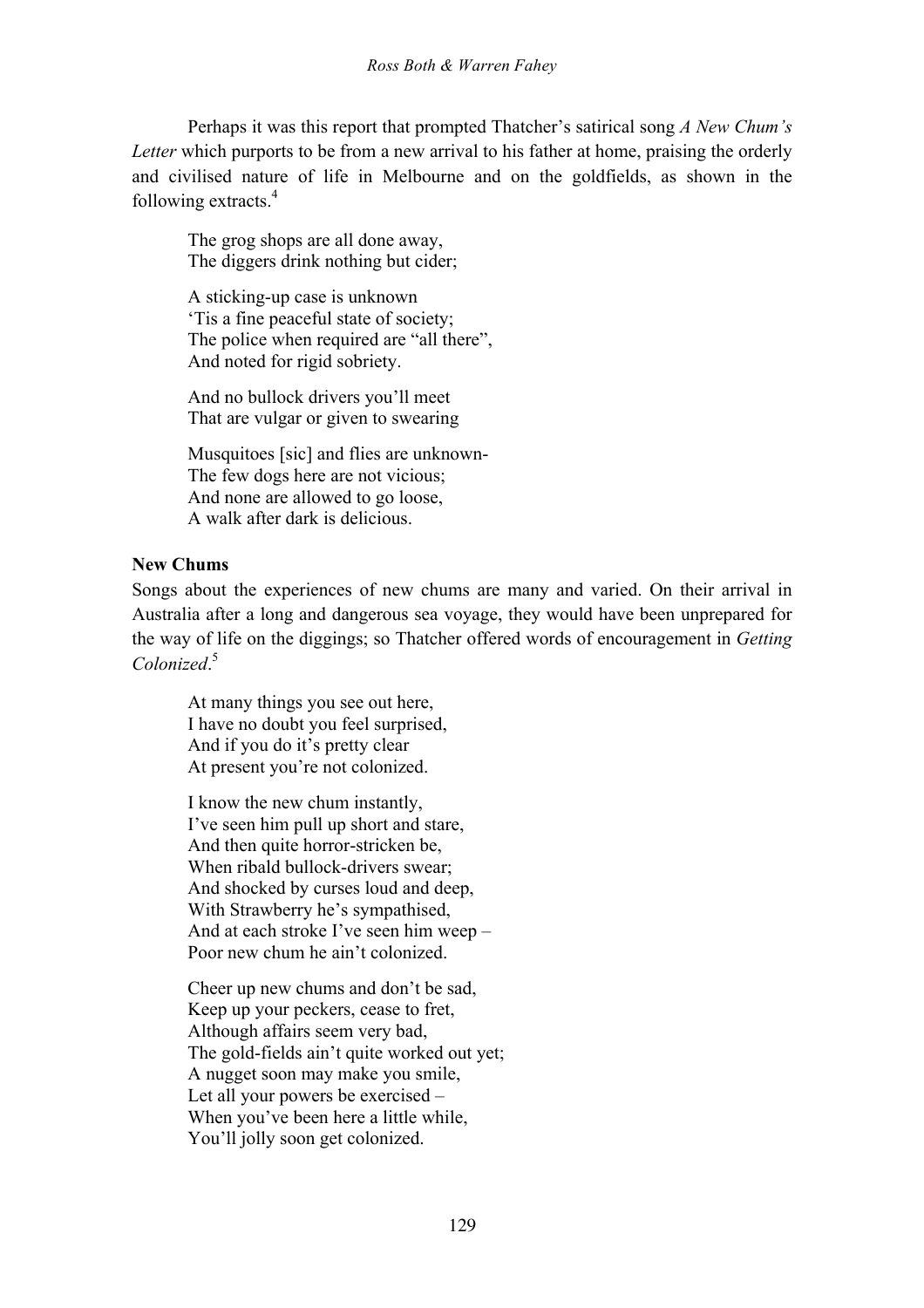Perhaps it was this report that prompted Thatcher's satirical song *A New Chum's Letter* which purports to be from a new arrival to his father at home, praising the orderly and civilised nature of life in Melbourne and on the goldfields, as shown in the following extracts.[4]

> The grog shops are all done away,  
> The diggers drink nothing but cider;
>
> A sticking-up case is unknown  
> 'Tis a fine peaceful state of society;  
> The police when required are "all there",  
> And noted for rigid sobriety.
>
> And no bullock drivers you'll meet  
> That are vulgar or given to swearing
>
> Musquitoes [sic] and flies are unknown-  
> The few dogs here are not vicious;  
> And none are allowed to go loose,  
> A walk after dark is delicious.

**New Chums**

Songs about the experiences of new chums are many and varied. On their arrival in Australia after a long and dangerous sea voyage, they would have been unprepared for the way of life on the diggings; so Thatcher offered words of encouragement in *Getting Colonized*.[5]

> At many things you see out here,  
> I have no doubt you feel surprised,  
> And if you do it's pretty clear  
> At present you're not colonized.
>
> I know the new chum instantly,  
> I've seen him pull up short and stare,  
> And then quite horror-stricken be,  
> When ribald bullock-drivers swear;  
> And shocked by curses loud and deep,  
> With Strawberry he's sympathised,  
> And at each stroke I've seen him weep –  
> Poor new chum he ain't colonized.
>
> Cheer up new chums and don't be sad,  
> Keep up your peckers, cease to fret,  
> Although affairs seem very bad,  
> The gold-fields ain't quite worked out yet;  
> A nugget soon may make you smile,  
> Let all your powers be exercised –  
> When you've been here a little while,  
> You'll jolly soon get colonized.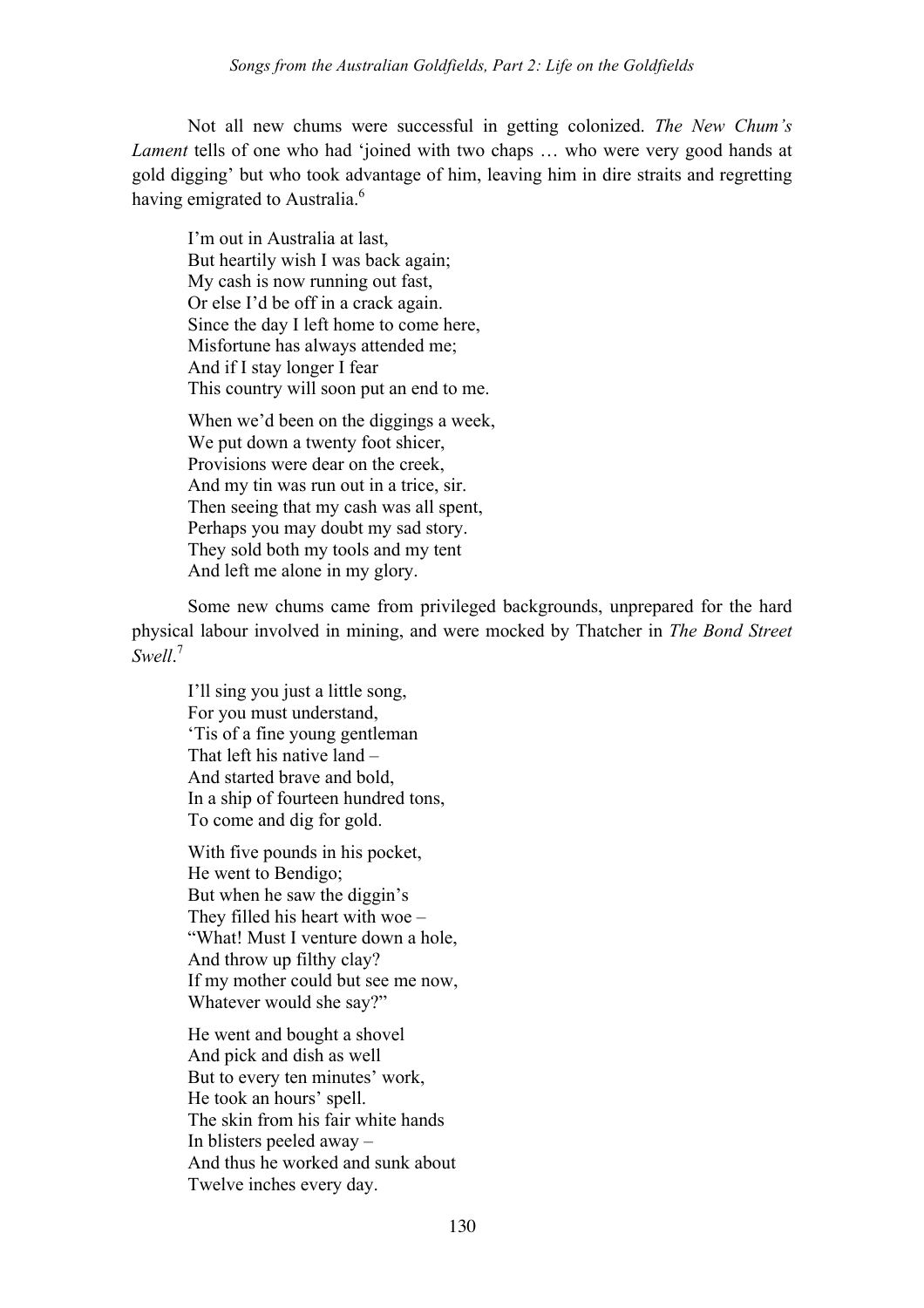Not all new chums were successful in getting colonized. *The New Chum's Lament* tells of one who had 'joined with two chaps … who were very good hands at gold digging' but who took advantage of him, leaving him in dire straits and regretting having emigrated to Australia.[6]

> I'm out in Australia at last,
> But heartily wish I was back again;
> My cash is now running out fast,
> Or else I'd be off in a crack again.
> Since the day I left home to come here,
> Misfortune has always attended me;
> And if I stay longer I fear
> This country will soon put an end to me.
>
> When we'd been on the diggings a week,
> We put down a twenty foot shicer,
> Provisions were dear on the creek,
> And my tin was run out in a trice, sir.
> Then seeing that my cash was all spent,
> Perhaps you may doubt my sad story.
> They sold both my tools and my tent
> And left me alone in my glory.

Some new chums came from privileged backgrounds, unprepared for the hard physical labour involved in mining, and were mocked by Thatcher in *The Bond Street Swell*.[7]

> I'll sing you just a little song,
> For you must understand,
> 'Tis of a fine young gentleman
> That left his native land –
> And started brave and bold,
> In a ship of fourteen hundred tons,
> To come and dig for gold.
>
> With five pounds in his pocket,
> He went to Bendigo;
> But when he saw the diggin's
> They filled his heart with woe –
> "What! Must I venture down a hole,
> And throw up filthy clay?
> If my mother could but see me now,
> Whatever would she say?"
>
> He went and bought a shovel
> And pick and dish as well
> But to every ten minutes' work,
> He took an hours' spell.
> The skin from his fair white hands
> In blisters peeled away –
> And thus he worked and sunk about
> Twelve inches every day.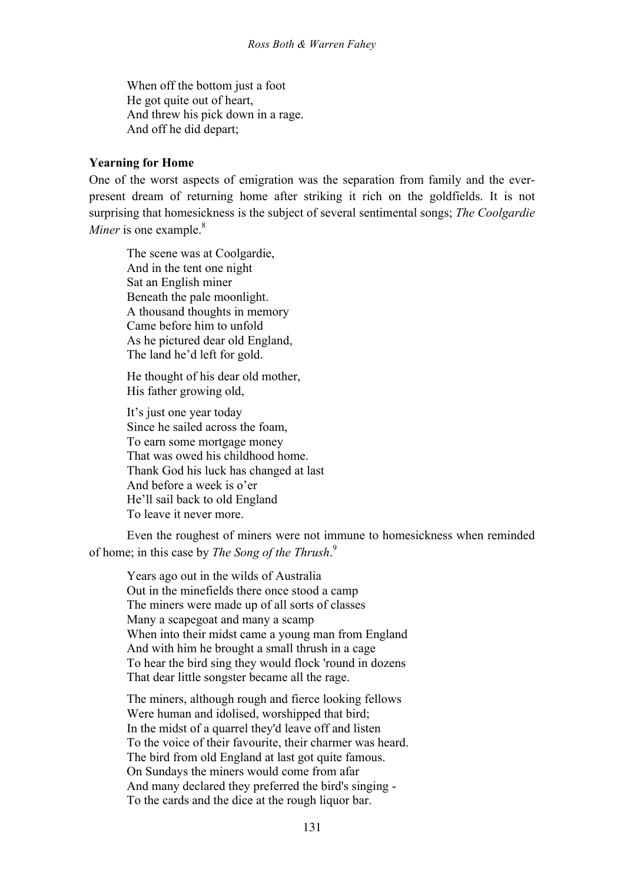When off the bottom just a foot
He got quite out of heart,
And threw his pick down in a rage.
And off he did depart;

**Yearning for Home**

One of the worst aspects of emigration was the separation from family and the ever-present dream of returning home after striking it rich on the goldfields. It is not surprising that homesickness is the subject of several sentimental songs; *The Coolgardie Miner* is one example.[8]

The scene was at Coolgardie,
And in the tent one night
Sat an English miner
Beneath the pale moonlight.
A thousand thoughts in memory
Came before him to unfold
As he pictured dear old England,
The land he'd left for gold.

He thought of his dear old mother,
His father growing old,

It's just one year today
Since he sailed across the foam,
To earn some mortgage money
That was owed his childhood home.
Thank God his luck has changed at last
And before a week is o'er
He'll sail back to old England
To leave it never more.

Even the roughest of miners were not immune to homesickness when reminded of home; in this case by *The Song of the Thrush*.[9]

Years ago out in the wilds of Australia
Out in the minefields there once stood a camp
The miners were made up of all sorts of classes
Many a scapegoat and many a scamp
When into their midst came a young man from England
And with him he brought a small thrush in a cage
To hear the bird sing they would flock 'round in dozens
That dear little songster became all the rage.

The miners, although rough and fierce looking fellows
Were human and idolised, worshipped that bird;
In the midst of a quarrel they'd leave off and listen
To the voice of their favourite, their charmer was heard.
The bird from old England at last got quite famous.
On Sundays the miners would come from afar
And many declared they preferred the bird's singing -
To the cards and the dice at the rough liquor bar.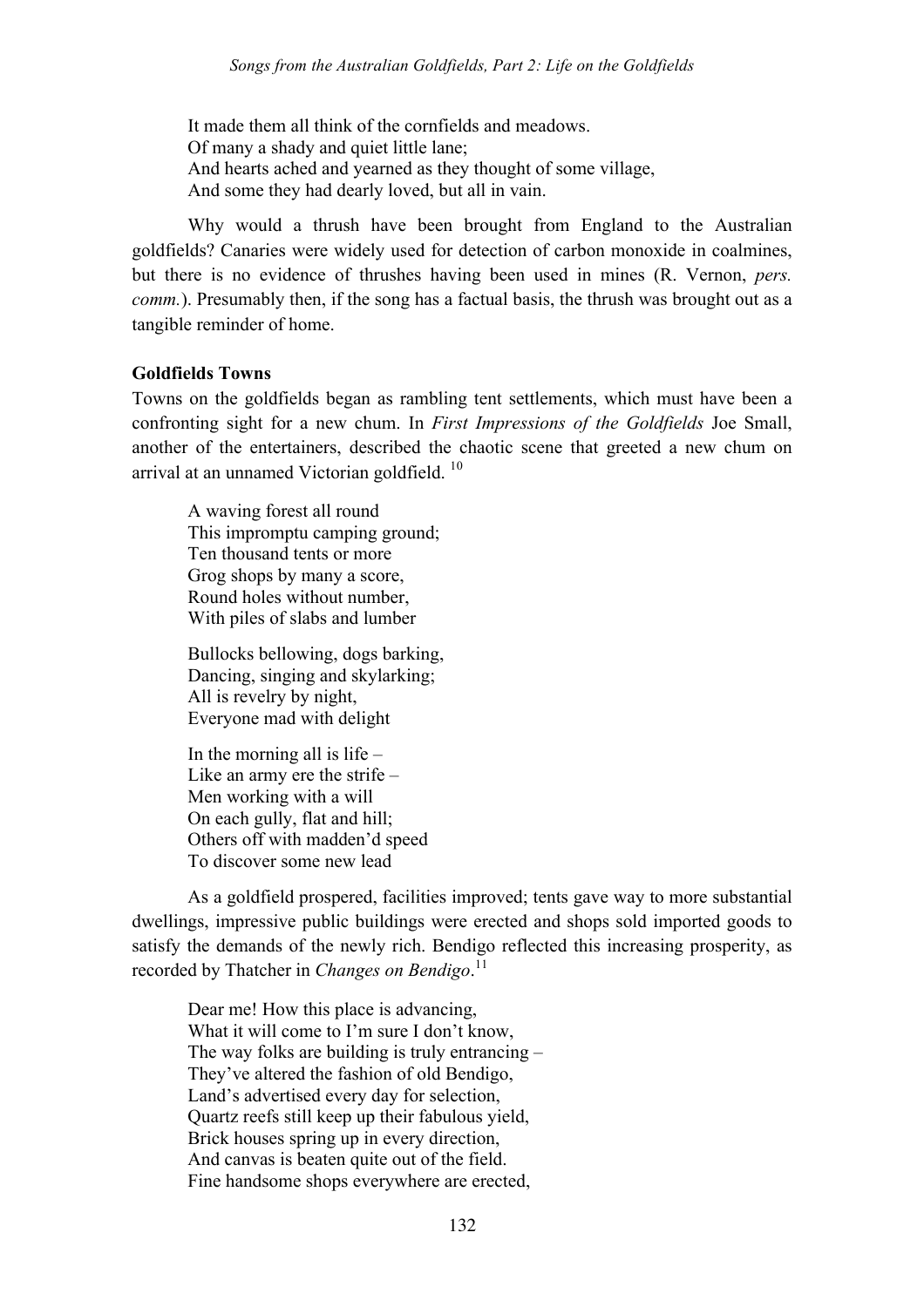It made them all think of the cornfields and meadows.  
Of many a shady and quiet little lane;  
And hearts ached and yearned as they thought of some village,  
And some they had dearly loved, but all in vain.

Why would a thrush have been brought from England to the Australian goldfields? Canaries were widely used for detection of carbon monoxide in coalmines, but there is no evidence of thrushes having been used in mines (R. Vernon, *pers. comm.*). Presumably then, if the song has a factual basis, the thrush was brought out as a tangible reminder of home.

**Goldfields Towns**

Towns on the goldfields began as rambling tent settlements, which must have been a confronting sight for a new chum. In *First Impressions of the Goldfields* Joe Small, another of the entertainers, described the chaotic scene that greeted a new chum on arrival at an unnamed Victorian goldfield. [10]

A waving forest all round  
This impromptu camping ground;  
Ten thousand tents or more  
Grog shops by many a score,  
Round holes without number,  
With piles of slabs and lumber

Bullocks bellowing, dogs barking,  
Dancing, singing and skylarking;  
All is revelry by night,  
Everyone mad with delight

In the morning all is life –  
Like an army ere the strife –  
Men working with a will  
On each gully, flat and hill;  
Others off with madden'd speed  
To discover some new lead

As a goldfield prospered, facilities improved; tents gave way to more substantial dwellings, impressive public buildings were erected and shops sold imported goods to satisfy the demands of the newly rich. Bendigo reflected this increasing prosperity, as recorded by Thatcher in *Changes on Bendigo*.[11]

Dear me! How this place is advancing,  
What it will come to I'm sure I don't know,  
The way folks are building is truly entrancing –  
They've altered the fashion of old Bendigo,  
Land's advertised every day for selection,  
Quartz reefs still keep up their fabulous yield,  
Brick houses spring up in every direction,  
And canvas is beaten quite out of the field.  
Fine handsome shops everywhere are erected,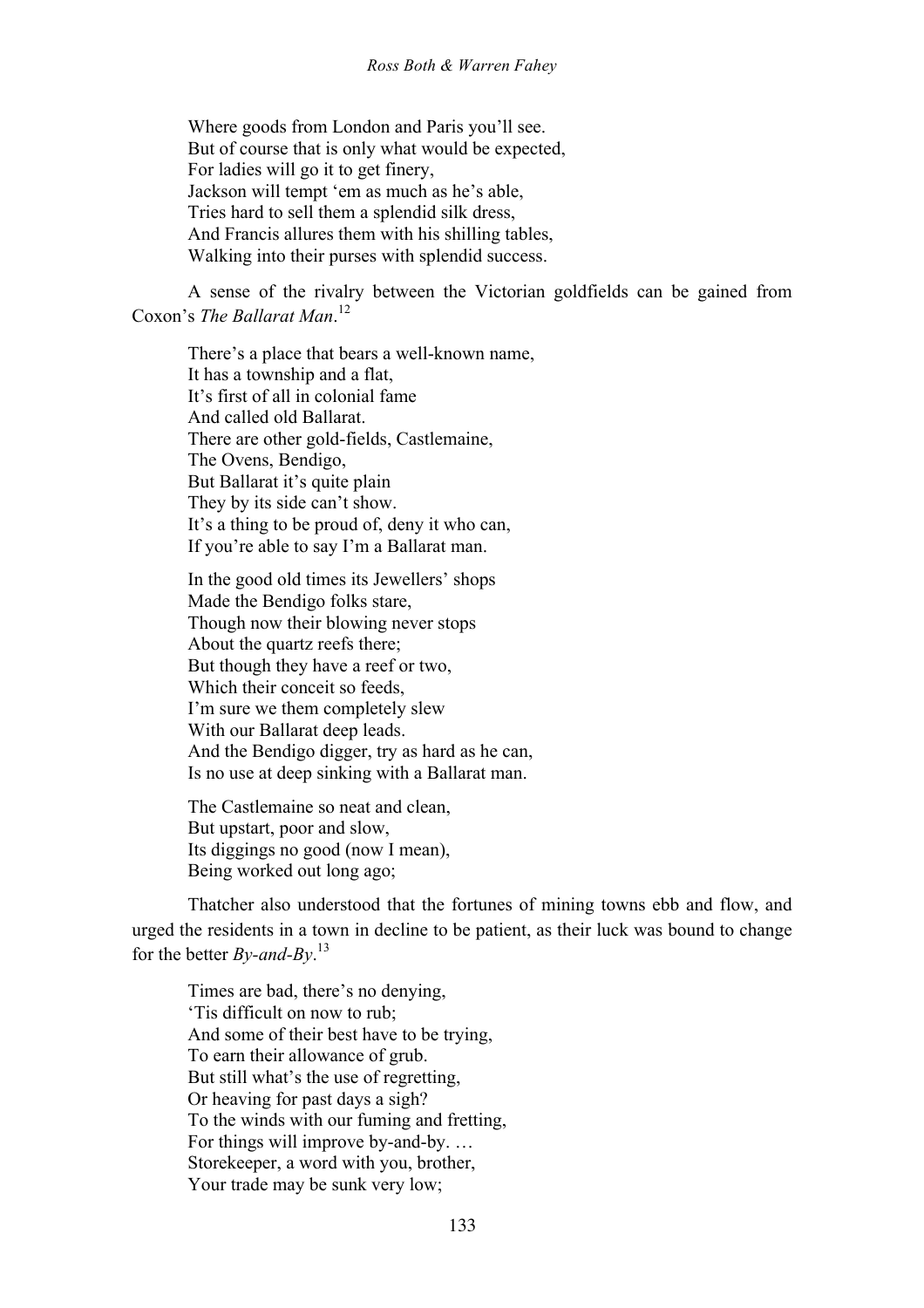Where goods from London and Paris you'll see.  
But of course that is only what would be expected,  
For ladies will go it to get finery,  
Jackson will tempt 'em as much as he's able,  
Tries hard to sell them a splendid silk dress,  
And Francis allures them with his shilling tables,  
Walking into their purses with splendid success.

A sense of the rivalry between the Victorian goldfields can be gained from Coxon's *The Ballarat Man*.[12]

There's a place that bears a well-known name,  
It has a township and a flat,  
It's first of all in colonial fame  
And called old Ballarat.  
There are other gold-fields, Castlemaine,  
The Ovens, Bendigo,  
But Ballarat it's quite plain  
They by its side can't show.  
It's a thing to be proud of, deny it who can,  
If you're able to say I'm a Ballarat man.

In the good old times its Jewellers' shops  
Made the Bendigo folks stare,  
Though now their blowing never stops  
About the quartz reefs there;  
But though they have a reef or two,  
Which their conceit so feeds,  
I'm sure we them completely slew  
With our Ballarat deep leads.  
And the Bendigo digger, try as hard as he can,  
Is no use at deep sinking with a Ballarat man.

The Castlemaine so neat and clean,  
But upstart, poor and slow,  
Its diggings no good (now I mean),  
Being worked out long ago;

Thatcher also understood that the fortunes of mining towns ebb and flow, and urged the residents in a town in decline to be patient, as their luck was bound to change for the better *By-and-By*.[13]

Times are bad, there's no denying,  
'Tis difficult on now to rub;  
And some of their best have to be trying,  
To earn their allowance of grub.  
But still what's the use of regretting,  
Or heaving for past days a sigh?  
To the winds with our fuming and fretting,  
For things will improve by-and-by. …  
Storekeeper, a word with you, brother,  
Your trade may be sunk very low;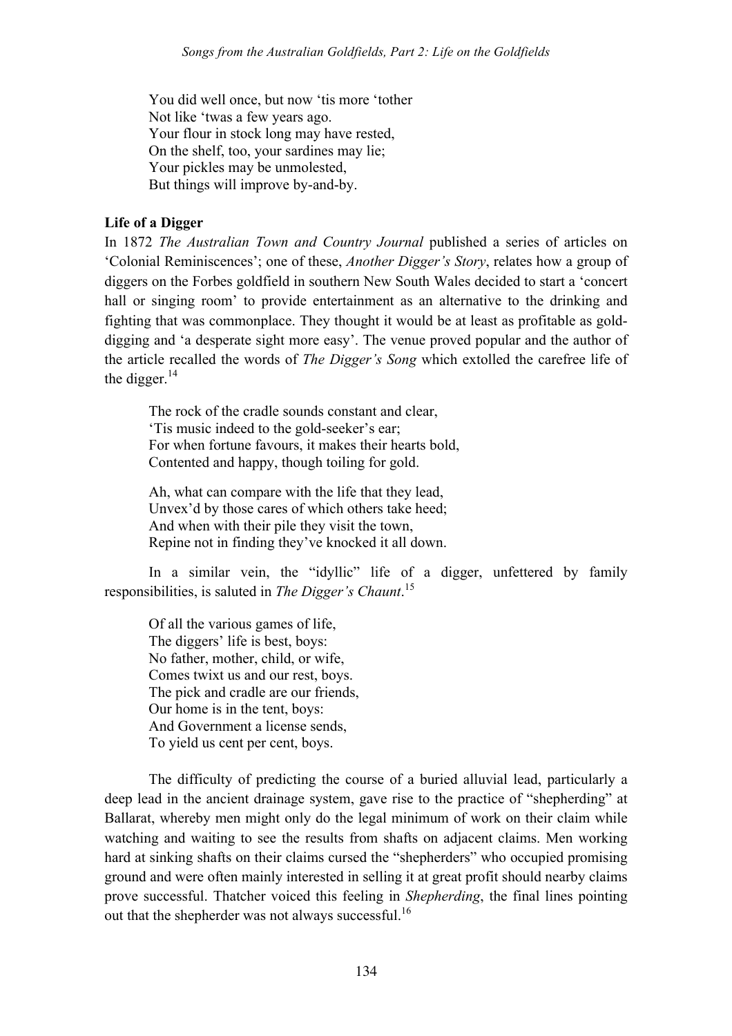You did well once, but now 'tis more 'tother
Not like 'twas a few years ago.
Your flour in stock long may have rested,
On the shelf, too, your sardines may lie;
Your pickles may be unmolested,
But things will improve by-and-by.

**Life of a Digger**

In 1872 *The Australian Town and Country Journal* published a series of articles on 'Colonial Reminiscences'; one of these, *Another Digger's Story*, relates how a group of diggers on the Forbes goldfield in southern New South Wales decided to start a 'concert hall or singing room' to provide entertainment as an alternative to the drinking and fighting that was commonplace. They thought it would be at least as profitable as gold-digging and 'a desperate sight more easy'. The venue proved popular and the author of the article recalled the words of *The Digger's Song* which extolled the carefree life of the digger.[14]

The rock of the cradle sounds constant and clear,
'Tis music indeed to the gold-seeker's ear;
For when fortune favours, it makes their hearts bold,
Contented and happy, though toiling for gold.

Ah, what can compare with the life that they lead,
Unvex'd by those cares of which others take heed;
And when with their pile they visit the town,
Repine not in finding they've knocked it all down.

In a similar vein, the "idyllic" life of a digger, unfettered by family responsibilities, is saluted in *The Digger's Chaunt*.[15]

Of all the various games of life,
The diggers' life is best, boys:
No father, mother, child, or wife,
Comes twixt us and our rest, boys.
The pick and cradle are our friends,
Our home is in the tent, boys:
And Government a license sends,
To yield us cent per cent, boys.

The difficulty of predicting the course of a buried alluvial lead, particularly a deep lead in the ancient drainage system, gave rise to the practice of "shepherding" at Ballarat, whereby men might only do the legal minimum of work on their claim while watching and waiting to see the results from shafts on adjacent claims. Men working hard at sinking shafts on their claims cursed the "shepherders" who occupied promising ground and were often mainly interested in selling it at great profit should nearby claims prove successful. Thatcher voiced this feeling in *Shepherding*, the final lines pointing out that the shepherder was not always successful.[16]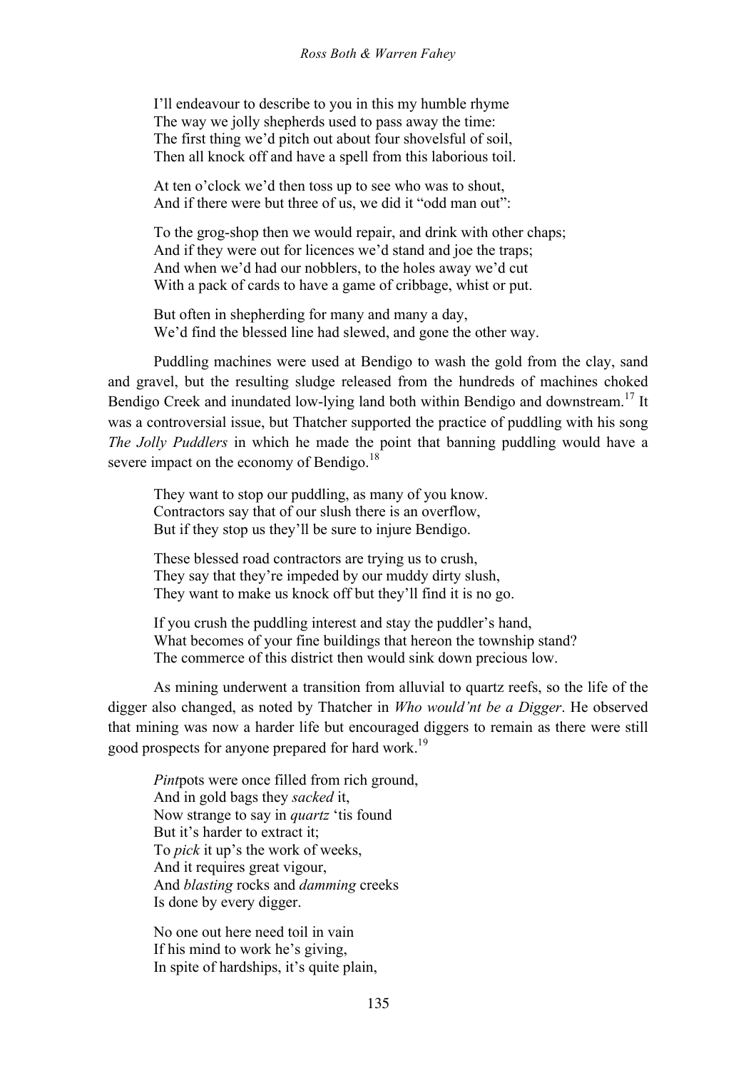I'll endeavour to describe to you in this my humble rhyme  
The way we jolly shepherds used to pass away the time:  
The first thing we'd pitch out about four shovelsful of soil,  
Then all knock off and have a spell from this laborious toil.

At ten o'clock we'd then toss up to see who was to shout,  
And if there were but three of us, we did it "odd man out":

To the grog-shop then we would repair, and drink with other chaps;  
And if they were out for licences we'd stand and joe the traps;  
And when we'd had our nobblers, to the holes away we'd cut  
With a pack of cards to have a game of cribbage, whist or put.

But often in shepherding for many and many a day,  
We'd find the blessed line had slewed, and gone the other way.

Puddling machines were used at Bendigo to wash the gold from the clay, sand and gravel, but the resulting sludge released from the hundreds of machines choked Bendigo Creek and inundated low-lying land both within Bendigo and downstream.[17] It was a controversial issue, but Thatcher supported the practice of puddling with his song *The Jolly Puddlers* in which he made the point that banning puddling would have a severe impact on the economy of Bendigo.[18]

They want to stop our puddling, as many of you know.  
Contractors say that of our slush there is an overflow,  
But if they stop us they'll be sure to injure Bendigo.

These blessed road contractors are trying us to crush,  
They say that they're impeded by our muddy dirty slush,  
They want to make us knock off but they'll find it is no go.

If you crush the puddling interest and stay the puddler's hand,  
What becomes of your fine buildings that hereon the township stand?  
The commerce of this district then would sink down precious low.

As mining underwent a transition from alluvial to quartz reefs, so the life of the digger also changed, as noted by Thatcher in *Who would'nt be a Digger*. He observed that mining was now a harder life but encouraged diggers to remain as there were still good prospects for anyone prepared for hard work.[19]

*Pint*pots were once filled from rich ground,  
And in gold bags they *sacked* it,  
Now strange to say in *quartz* 'tis found  
But it's harder to extract it;  
To *pick* it up's the work of weeks,  
And it requires great vigour,  
And *blasting* rocks and *damming* creeks  
Is done by every digger.

No one out here need toil in vain  
If his mind to work he's giving,  
In spite of hardships, it's quite plain,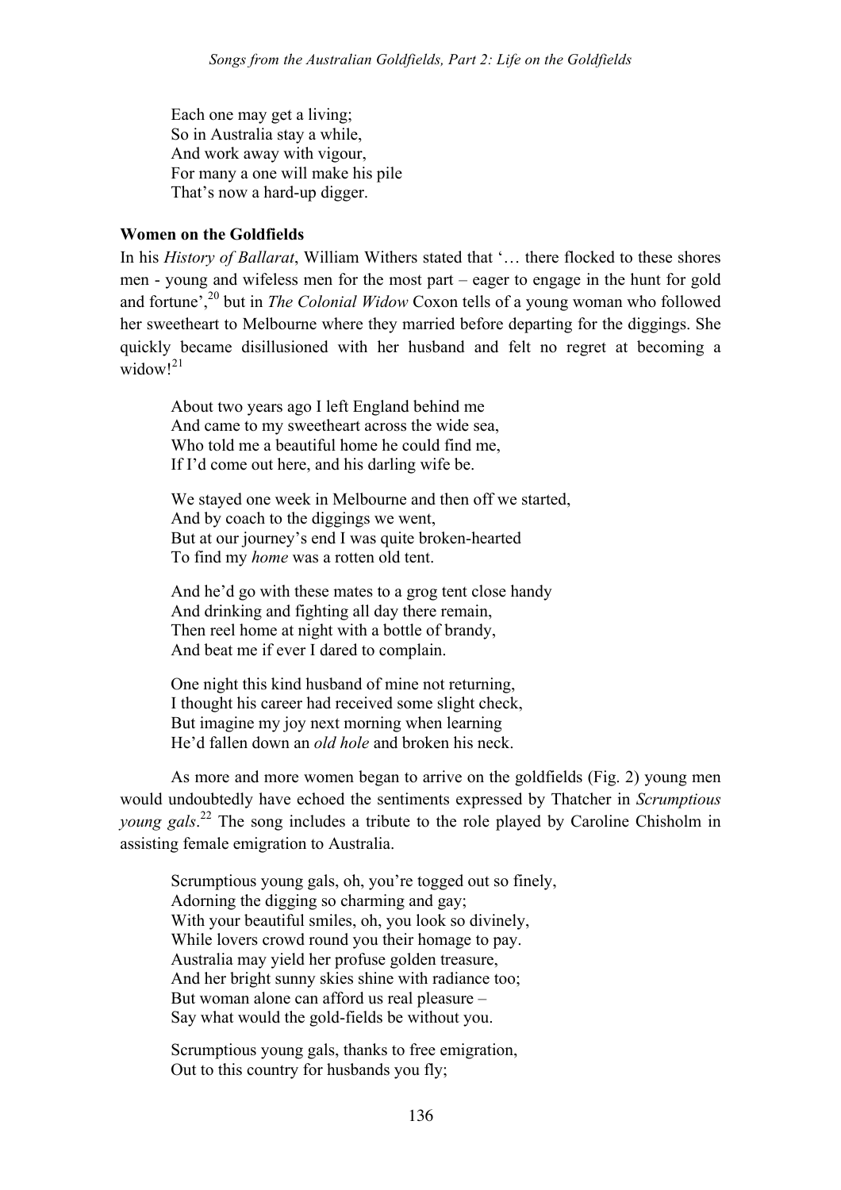Each one may get a living;  
So in Australia stay a while,  
And work away with vigour,  
For many a one will make his pile  
That's now a hard-up digger.

**Women on the Goldfields**

In his *History of Ballarat*, William Withers stated that '… there flocked to these shores men - young and wifeless men for the most part – eager to engage in the hunt for gold and fortune',[20] but in *The Colonial Widow* Coxon tells of a young woman who followed her sweetheart to Melbourne where they married before departing for the diggings. She quickly became disillusioned with her husband and felt no regret at becoming a widow![21]

About two years ago I left England behind me  
And came to my sweetheart across the wide sea,  
Who told me a beautiful home he could find me,  
If I'd come out here, and his darling wife be.

We stayed one week in Melbourne and then off we started,  
And by coach to the diggings we went,  
But at our journey's end I was quite broken-hearted  
To find my *home* was a rotten old tent.

And he'd go with these mates to a grog tent close handy  
And drinking and fighting all day there remain,  
Then reel home at night with a bottle of brandy,  
And beat me if ever I dared to complain.

One night this kind husband of mine not returning,  
I thought his career had received some slight check,  
But imagine my joy next morning when learning  
He'd fallen down an *old hole* and broken his neck.

As more and more women began to arrive on the goldfields (Fig. 2) young men would undoubtedly have echoed the sentiments expressed by Thatcher in *Scrumptious young gals*.[22] The song includes a tribute to the role played by Caroline Chisholm in assisting female emigration to Australia.

Scrumptious young gals, oh, you're togged out so finely,  
Adorning the digging so charming and gay;  
With your beautiful smiles, oh, you look so divinely,  
While lovers crowd round you their homage to pay.  
Australia may yield her profuse golden treasure,  
And her bright sunny skies shine with radiance too;  
But woman alone can afford us real pleasure –  
Say what would the gold-fields be without you.

Scrumptious young gals, thanks to free emigration,  
Out to this country for husbands you fly;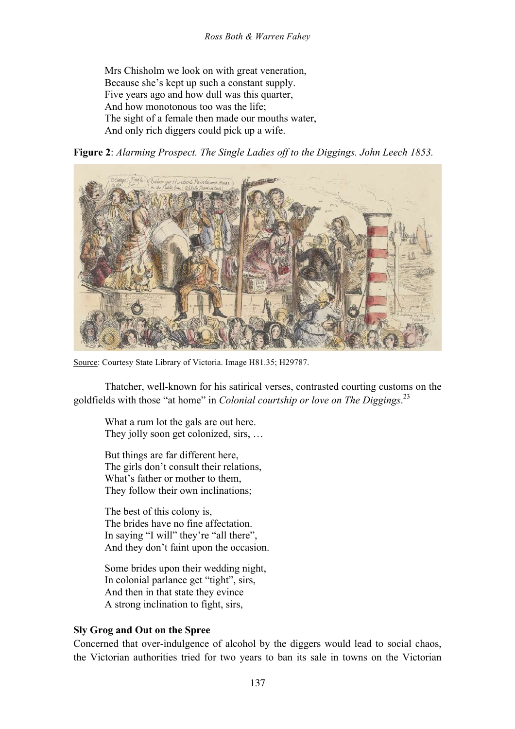Mrs Chisholm we look on with great veneration,  
Because she's kept up such a constant supply.  
Five years ago and how dull was this quarter,  
And how monotonous too was the life;  
The sight of a female then made our mouths water,  
And only rich diggers could pick up a wife.

**Figure 2**: *Alarming Prospect. The Single Ladies off to the Diggings. John Leech 1853.*

Source: Courtesy State Library of Victoria. Image H81.35; H29787.

Thatcher, well-known for his satirical verses, contrasted courting customs on the goldfields with those "at home" in *Colonial courtship or love on The Diggings*.[23]

What a rum lot the gals are out here.  
They jolly soon get colonized, sirs, …

But things are far different here,  
The girls don't consult their relations,  
What's father or mother to them,  
They follow their own inclinations;

The best of this colony is,  
The brides have no fine affectation.  
In saying "I will" they're "all there",  
And they don't faint upon the occasion.

Some brides upon their wedding night,  
In colonial parlance get "tight", sirs,  
And then in that state they evince  
A strong inclination to fight, sirs,

### Sly Grog and Out on the Spree

Concerned that over-indulgence of alcohol by the diggers would lead to social chaos, the Victorian authorities tried for two years to ban its sale in towns on the Victorian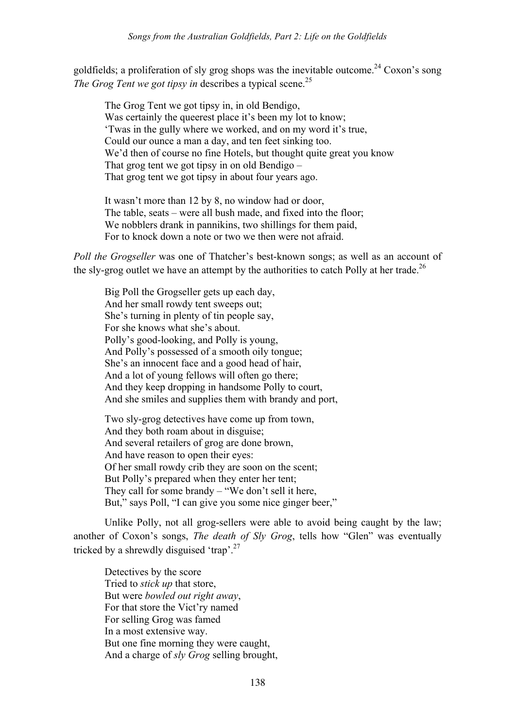goldfields; a proliferation of sly grog shops was the inevitable outcome.[24] Coxon's song *The Grog Tent we got tipsy in* describes a typical scene.[25]

> The Grog Tent we got tipsy in, in old Bendigo,  
> Was certainly the queerest place it's been my lot to know;  
> 'Twas in the gully where we worked, and on my word it's true,  
> Could our ounce a man a day, and ten feet sinking too.  
> We'd then of course no fine Hotels, but thought quite great you know  
> That grog tent we got tipsy in on old Bendigo –  
> That grog tent we got tipsy in about four years ago.
>
> It wasn't more than 12 by 8, no window had or door,  
> The table, seats – were all bush made, and fixed into the floor;  
> We nobblers drank in pannikins, two shillings for them paid,  
> For to knock down a note or two we then were not afraid.

*Poll the Grogseller* was one of Thatcher's best-known songs; as well as an account of the sly-grog outlet we have an attempt by the authorities to catch Polly at her trade.[26]

> Big Poll the Grogseller gets up each day,  
> And her small rowdy tent sweeps out;  
> She's turning in plenty of tin people say,  
> For she knows what she's about.  
> Polly's good-looking, and Polly is young,  
> And Polly's possessed of a smooth oily tongue;  
> She's an innocent face and a good head of hair,  
> And a lot of young fellows will often go there;  
> And they keep dropping in handsome Polly to court,  
> And she smiles and supplies them with brandy and port,
>
> Two sly-grog detectives have come up from town,  
> And they both roam about in disguise;  
> And several retailers of grog are done brown,  
> And have reason to open their eyes:  
> Of her small rowdy crib they are soon on the scent;  
> But Polly's prepared when they enter her tent;  
> They call for some brandy – "We don't sell it here,  
> But," says Poll, "I can give you some nice ginger beer,"

Unlike Polly, not all grog-sellers were able to avoid being caught by the law; another of Coxon's songs, *The death of Sly Grog*, tells how "Glen" was eventually tricked by a shrewdly disguised 'trap'.[27]

> Detectives by the score  
> Tried to *stick up* that store,  
> But were *bowled out right away*,  
> For that store the Vict'ry named  
> For selling Grog was famed  
> In a most extensive way.  
> But one fine morning they were caught,  
> And a charge of *sly Grog* selling brought,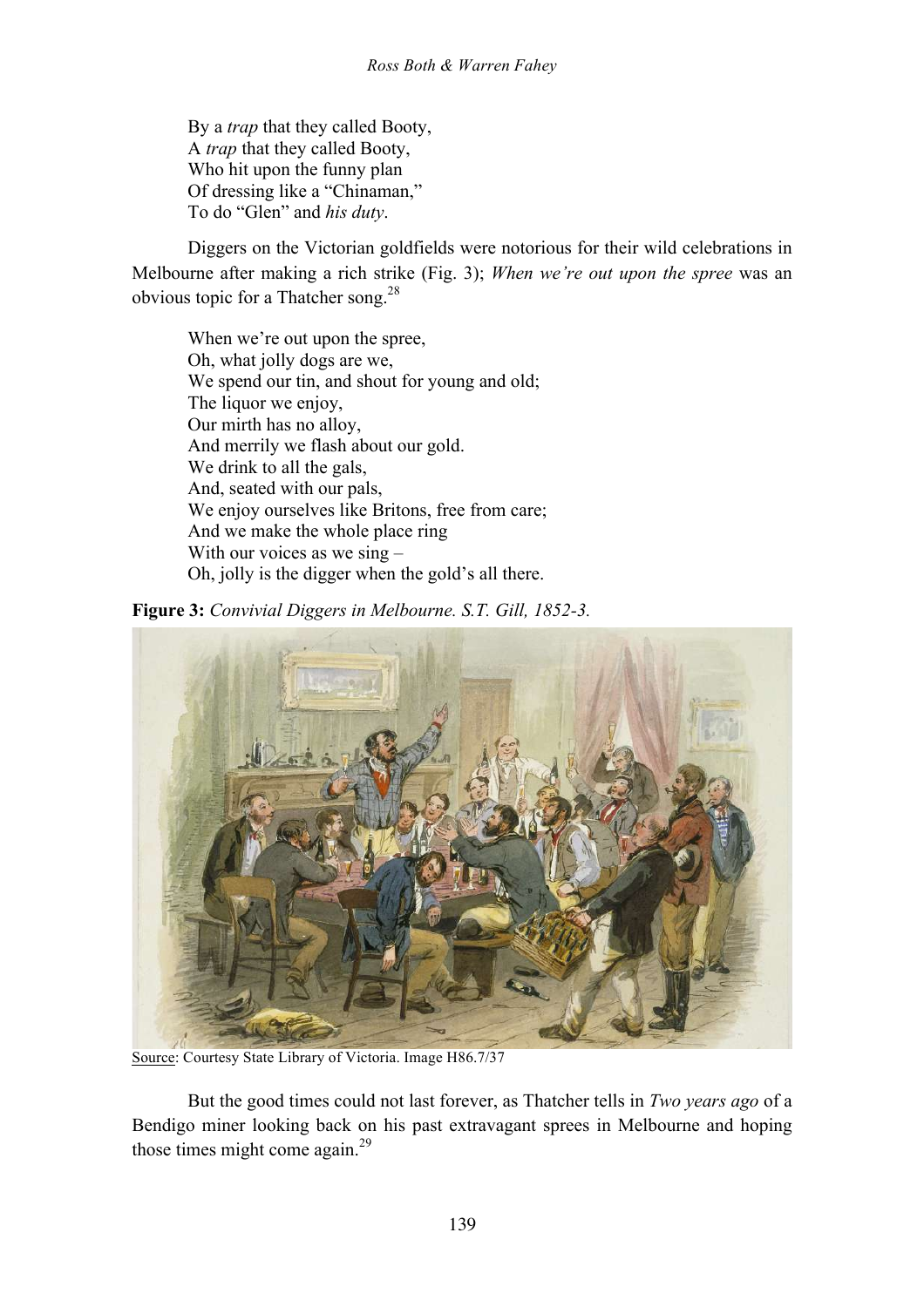By a *trap* that they called Booty,
A *trap* that they called Booty,
Who hit upon the funny plan
Of dressing like a "Chinaman,"
To do "Glen" and *his duty*.

Diggers on the Victorian goldfields were notorious for their wild celebrations in Melbourne after making a rich strike (Fig. 3); *When we're out upon the spree* was an obvious topic for a Thatcher song.[28]

When we're out upon the spree,
Oh, what jolly dogs are we,
We spend our tin, and shout for young and old;
The liquor we enjoy,
Our mirth has no alloy,
And merrily we flash about our gold.
We drink to all the gals,
And, seated with our pals,
We enjoy ourselves like Britons, free from care;
And we make the whole place ring
With our voices as we sing –
Oh, jolly is the digger when the gold's all there.

**Figure 3:** *Convivial Diggers in Melbourne. S.T. Gill, 1852-3.*

Source: Courtesy State Library of Victoria. Image H86.7/37

But the good times could not last forever, as Thatcher tells in *Two years ago* of a Bendigo miner looking back on his past extravagant sprees in Melbourne and hoping those times might come again.[29]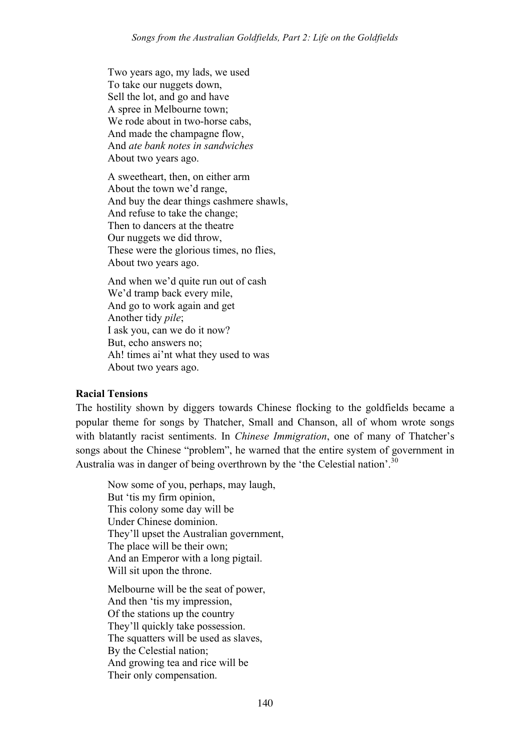Two years ago, my lads, we used  
To take our nuggets down,  
Sell the lot, and go and have  
A spree in Melbourne town;  
We rode about in two-horse cabs,  
And made the champagne flow,  
And *ate bank notes in sandwiches*  
About two years ago.

A sweetheart, then, on either arm  
About the town we'd range,  
And buy the dear things cashmere shawls,  
And refuse to take the change;  
Then to dancers at the theatre  
Our nuggets we did throw,  
These were the glorious times, no flies,  
About two years ago.

And when we'd quite run out of cash  
We'd tramp back every mile,  
And go to work again and get  
Another tidy *pile*;  
I ask you, can we do it now?  
But, echo answers no;  
Ah! times ai'nt what they used to was  
About two years ago.

**Racial Tensions**

The hostility shown by diggers towards Chinese flocking to the goldfields became a popular theme for songs by Thatcher, Small and Chanson, all of whom wrote songs with blatantly racist sentiments. In *Chinese Immigration*, one of many of Thatcher's songs about the Chinese "problem", he warned that the entire system of government in Australia was in danger of being overthrown by the 'the Celestial nation'.[30]

Now some of you, perhaps, may laugh,  
But 'tis my firm opinion,  
This colony some day will be  
Under Chinese dominion.  
They'll upset the Australian government,  
The place will be their own;  
And an Emperor with a long pigtail.  
Will sit upon the throne.

Melbourne will be the seat of power,  
And then 'tis my impression,  
Of the stations up the country  
They'll quickly take possession.  
The squatters will be used as slaves,  
By the Celestial nation;  
And growing tea and rice will be  
Their only compensation.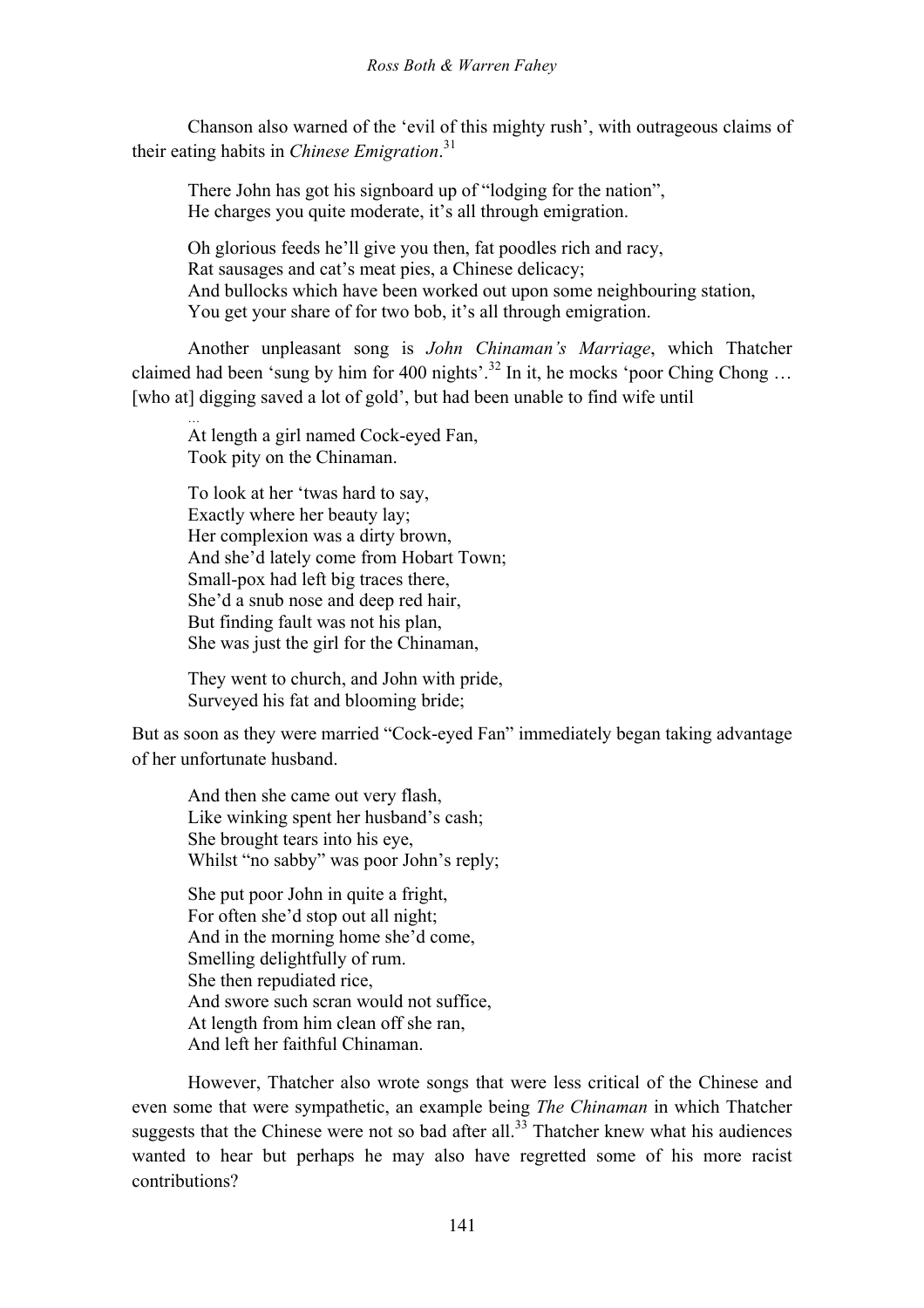Chanson also warned of the 'evil of this mighty rush', with outrageous claims of their eating habits in *Chinese Emigration*.[31]

> There John has got his signboard up of "lodging for the nation",
> He charges you quite moderate, it's all through emigration.
>
> Oh glorious feeds he'll give you then, fat poodles rich and racy,
> Rat sausages and cat's meat pies, a Chinese delicacy;
> And bullocks which have been worked out upon some neighbouring station,
> You get your share of for two bob, it's all through emigration.

Another unpleasant song is *John Chinaman's Marriage*, which Thatcher claimed had been 'sung by him for 400 nights'.[32] In it, he mocks 'poor Ching Chong … [who at] digging saved a lot of gold', but had been unable to find wife until

> …
> At length a girl named Cock-eyed Fan,
> Took pity on the Chinaman.
>
> To look at her 'twas hard to say,
> Exactly where her beauty lay;
> Her complexion was a dirty brown,
> And she'd lately come from Hobart Town;
> Small-pox had left big traces there,
> She'd a snub nose and deep red hair,
> But finding fault was not his plan,
> She was just the girl for the Chinaman,
>
> They went to church, and John with pride,
> Surveyed his fat and blooming bride;

But as soon as they were married "Cock-eyed Fan" immediately began taking advantage of her unfortunate husband.

> And then she came out very flash,
> Like winking spent her husband's cash;
> She brought tears into his eye,
> Whilst "no sabby" was poor John's reply;
>
> She put poor John in quite a fright,
> For often she'd stop out all night;
> And in the morning home she'd come,
> Smelling delightfully of rum.
> She then repudiated rice,
> And swore such scran would not suffice,
> At length from him clean off she ran,
> And left her faithful Chinaman.

However, Thatcher also wrote songs that were less critical of the Chinese and even some that were sympathetic, an example being *The Chinaman* in which Thatcher suggests that the Chinese were not so bad after all.[33] Thatcher knew what his audiences wanted to hear but perhaps he may also have regretted some of his more racist contributions?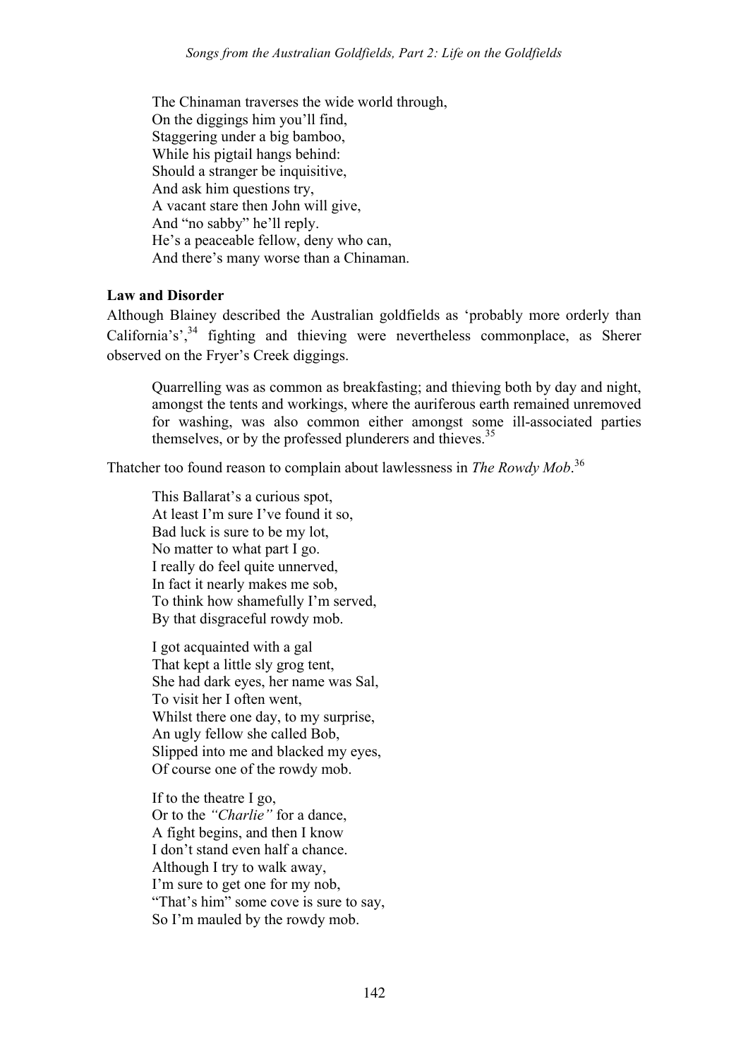The Chinaman traverses the wide world through,  
On the diggings him you'll find,  
Staggering under a big bamboo,  
While his pigtail hangs behind:  
Should a stranger be inquisitive,  
And ask him questions try,  
A vacant stare then John will give,  
And "no sabby" he'll reply.  
He's a peaceable fellow, deny who can,  
And there's many worse than a Chinaman.

**Law and Disorder**

Although Blainey described the Australian goldfields as 'probably more orderly than California's',[34] fighting and thieving were nevertheless commonplace, as Sherer observed on the Fryer's Creek diggings.

> Quarrelling was as common as breakfasting; and thieving both by day and night, amongst the tents and workings, where the auriferous earth remained unremoved for washing, was also common either amongst some ill-associated parties themselves, or by the professed plunderers and thieves.[35]

Thatcher too found reason to complain about lawlessness in *The Rowdy Mob*.[36]

This Ballarat's a curious spot,  
At least I'm sure I've found it so,  
Bad luck is sure to be my lot,  
No matter to what part I go.  
I really do feel quite unnerved,  
In fact it nearly makes me sob,  
To think how shamefully I'm served,  
By that disgraceful rowdy mob.

I got acquainted with a gal  
That kept a little sly grog tent,  
She had dark eyes, her name was Sal,  
To visit her I often went,  
Whilst there one day, to my surprise,  
An ugly fellow she called Bob,  
Slipped into me and blacked my eyes,  
Of course one of the rowdy mob.

If to the theatre I go,  
Or to the *"Charlie"* for a dance,  
A fight begins, and then I know  
I don't stand even half a chance.  
Although I try to walk away,  
I'm sure to get one for my nob,  
"That's him" some cove is sure to say,  
So I'm mauled by the rowdy mob.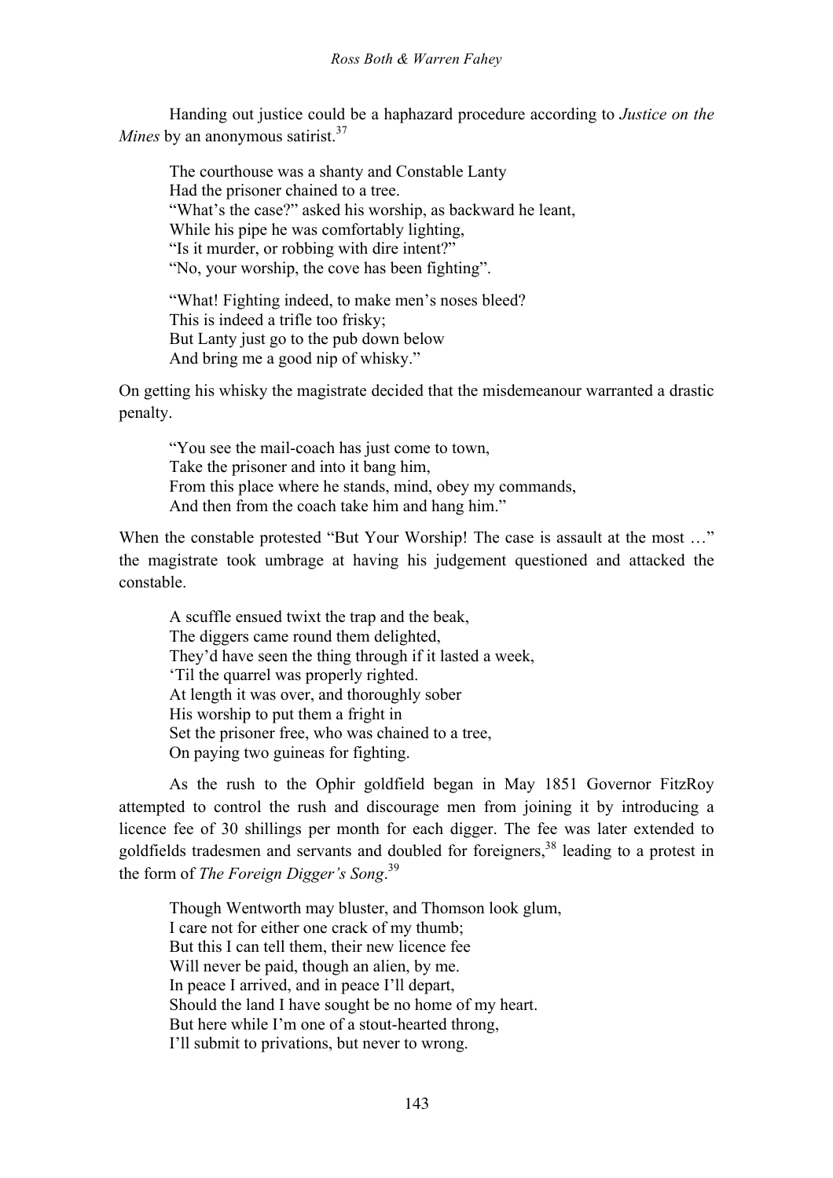Handing out justice could be a haphazard procedure according to *Justice on the Mines* by an anonymous satirist.[37]

> The courthouse was a shanty and Constable Lanty  
> Had the prisoner chained to a tree.  
> "What's the case?" asked his worship, as backward he leant,  
> While his pipe he was comfortably lighting,  
> "Is it murder, or robbing with dire intent?"  
> "No, your worship, the cove has been fighting".
>
> "What! Fighting indeed, to make men's noses bleed?  
> This is indeed a trifle too frisky;  
> But Lanty just go to the pub down below  
> And bring me a good nip of whisky."

On getting his whisky the magistrate decided that the misdemeanour warranted a drastic penalty.

> "You see the mail-coach has just come to town,  
> Take the prisoner and into it bang him,  
> From this place where he stands, mind, obey my commands,  
> And then from the coach take him and hang him."

When the constable protested "But Your Worship! The case is assault at the most …" the magistrate took umbrage at having his judgement questioned and attacked the constable.

> A scuffle ensued twixt the trap and the beak,  
> The diggers came round them delighted,  
> They'd have seen the thing through if it lasted a week,  
> 'Til the quarrel was properly righted.  
> At length it was over, and thoroughly sober  
> His worship to put them a fright in  
> Set the prisoner free, who was chained to a tree,  
> On paying two guineas for fighting.

As the rush to the Ophir goldfield began in May 1851 Governor FitzRoy attempted to control the rush and discourage men from joining it by introducing a licence fee of 30 shillings per month for each digger. The fee was later extended to goldfields tradesmen and servants and doubled for foreigners,[38] leading to a protest in the form of *The Foreign Digger's Song*.[39]

> Though Wentworth may bluster, and Thomson look glum,  
> I care not for either one crack of my thumb;  
> But this I can tell them, their new licence fee  
> Will never be paid, though an alien, by me.  
> In peace I arrived, and in peace I'll depart,  
> Should the land I have sought be no home of my heart.  
> But here while I'm one of a stout-hearted throng,  
> I'll submit to privations, but never to wrong.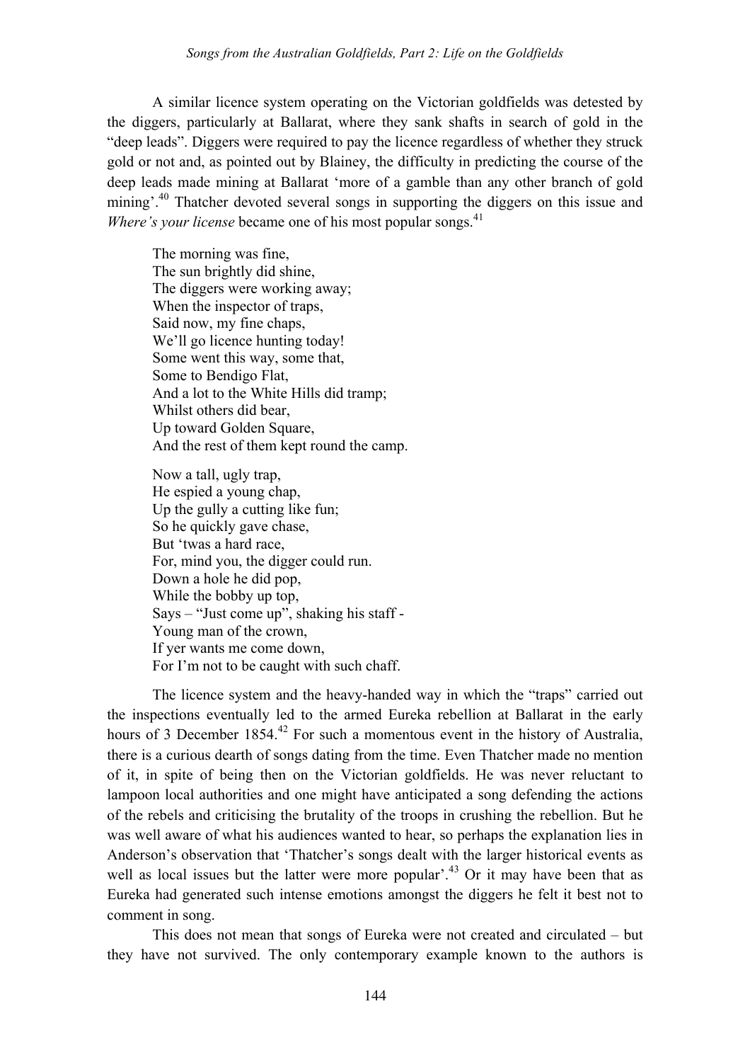A similar licence system operating on the Victorian goldfields was detested by the diggers, particularly at Ballarat, where they sank shafts in search of gold in the "deep leads". Diggers were required to pay the licence regardless of whether they struck gold or not and, as pointed out by Blainey, the difficulty in predicting the course of the deep leads made mining at Ballarat 'more of a gamble than any other branch of gold mining'.[40] Thatcher devoted several songs in supporting the diggers on this issue and *Where's your license* became one of his most popular songs.[41]

> The morning was fine,
> The sun brightly did shine,
> The diggers were working away;
> When the inspector of traps,
> Said now, my fine chaps,
> We'll go licence hunting today!
> Some went this way, some that,
> Some to Bendigo Flat,
> And a lot to the White Hills did tramp;
> Whilst others did bear,
> Up toward Golden Square,
> And the rest of them kept round the camp.
>
> Now a tall, ugly trap,
> He espied a young chap,
> Up the gully a cutting like fun;
> So he quickly gave chase,
> But 'twas a hard race,
> For, mind you, the digger could run.
> Down a hole he did pop,
> While the bobby up top,
> Says – "Just come up", shaking his staff -
> Young man of the crown,
> If yer wants me come down,
> For I'm not to be caught with such chaff.

The licence system and the heavy-handed way in which the "traps" carried out the inspections eventually led to the armed Eureka rebellion at Ballarat in the early hours of 3 December 1854.[42] For such a momentous event in the history of Australia, there is a curious dearth of songs dating from the time. Even Thatcher made no mention of it, in spite of being then on the Victorian goldfields. He was never reluctant to lampoon local authorities and one might have anticipated a song defending the actions of the rebels and criticising the brutality of the troops in crushing the rebellion. But he was well aware of what his audiences wanted to hear, so perhaps the explanation lies in Anderson's observation that 'Thatcher's songs dealt with the larger historical events as well as local issues but the latter were more popular'.[43] Or it may have been that as Eureka had generated such intense emotions amongst the diggers he felt it best not to comment in song.

This does not mean that songs of Eureka were not created and circulated – but they have not survived. The only contemporary example known to the authors is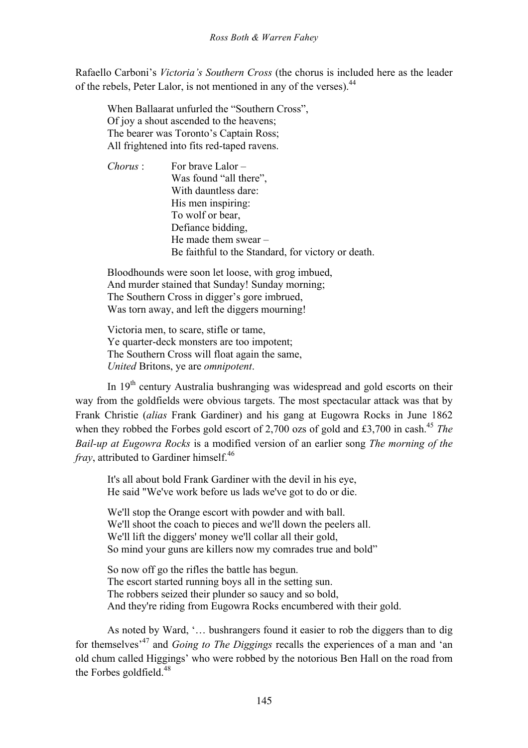Rafaello Carboni's *Victoria's Southern Cross* (the chorus is included here as the leader of the rebels, Peter Lalor, is not mentioned in any of the verses).[44]

> When Ballaarat unfurled the "Southern Cross",
> Of joy a shout ascended to the heavens;
> The bearer was Toronto's Captain Ross;
> All frightened into fits red-taped ravens.
>
> *Chorus* : For brave Lalor –
> Was found "all there",
> With dauntless dare:
> His men inspiring:
> To wolf or bear,
> Defiance bidding,
> He made them swear –
> Be faithful to the Standard, for victory or death.
>
> Bloodhounds were soon let loose, with grog imbued,
> And murder stained that Sunday! Sunday morning;
> The Southern Cross in digger's gore imbrued,
> Was torn away, and left the diggers mourning!
>
> Victoria men, to scare, stifle or tame,
> Ye quarter-deck monsters are too impotent;
> The Southern Cross will float again the same,
> *United* Britons, ye are *omnipotent*.

In 19th century Australia bushranging was widespread and gold escorts on their way from the goldfields were obvious targets. The most spectacular attack was that by Frank Christie (*alias* Frank Gardiner) and his gang at Eugowra Rocks in June 1862 when they robbed the Forbes gold escort of 2,700 ozs of gold and £3,700 in cash.[45] *The Bail-up at Eugowra Rocks* is a modified version of an earlier song *The morning of the fray*, attributed to Gardiner himself.[46]

> It's all about bold Frank Gardiner with the devil in his eye,
> He said "We've work before us lads we've got to do or die.
>
> We'll stop the Orange escort with powder and with ball.
> We'll shoot the coach to pieces and we'll down the peelers all.
> We'll lift the diggers' money we'll collar all their gold,
> So mind your guns are killers now my comrades true and bold"
>
> So now off go the rifles the battle has begun.
> The escort started running boys all in the setting sun.
> The robbers seized their plunder so saucy and so bold,
> And they're riding from Eugowra Rocks encumbered with their gold.

As noted by Ward, '… bushrangers found it easier to rob the diggers than to dig for themselves'[47] and *Going to The Diggings* recalls the experiences of a man and 'an old chum called Higgings' who were robbed by the notorious Ben Hall on the road from the Forbes goldfield.[48]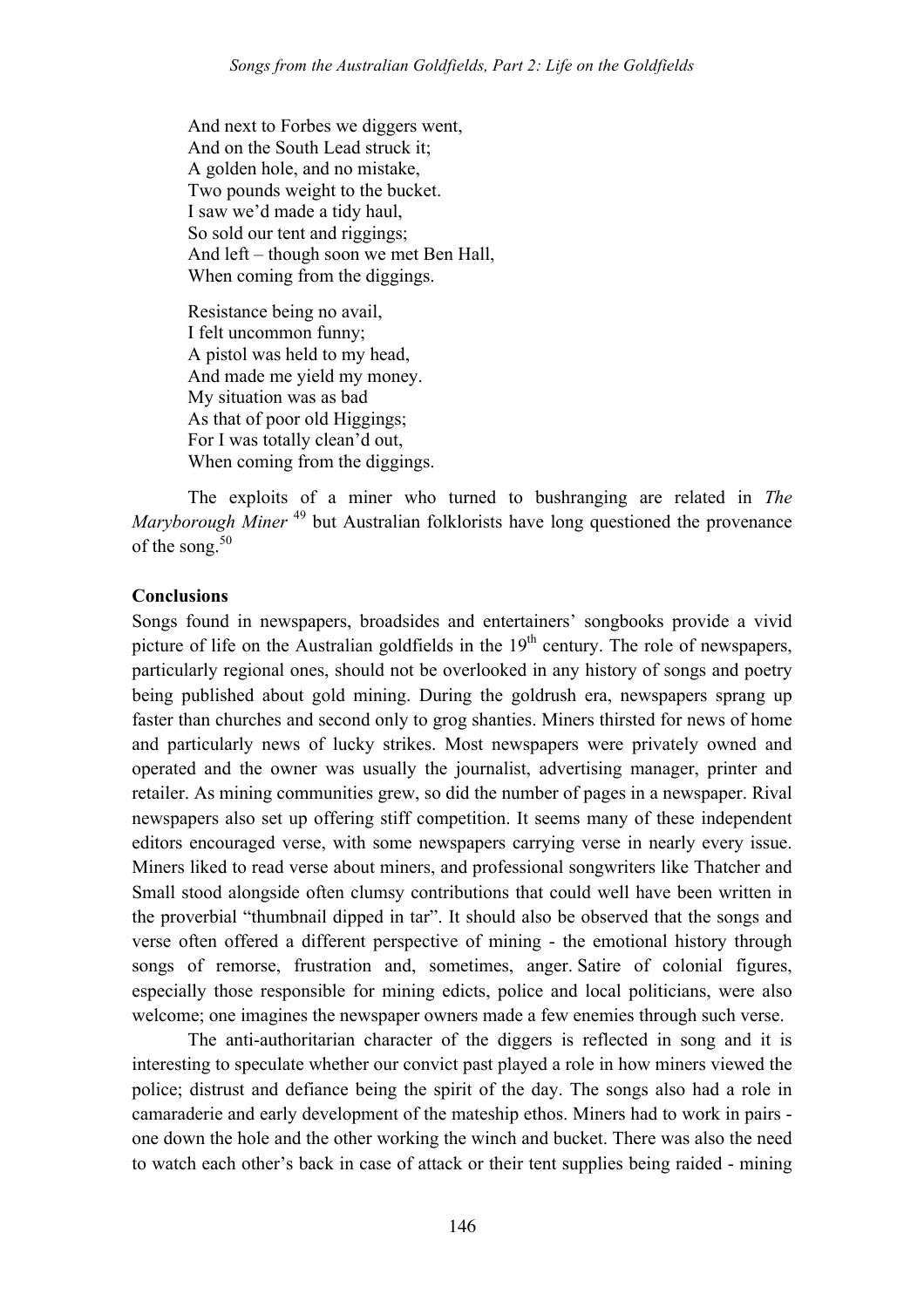And next to Forbes we diggers went,  
And on the South Lead struck it;  
A golden hole, and no mistake,  
Two pounds weight to the bucket.  
I saw we'd made a tidy haul,  
So sold our tent and riggings;  
And left – though soon we met Ben Hall,  
When coming from the diggings.

Resistance being no avail,  
I felt uncommon funny;  
A pistol was held to my head,  
And made me yield my money.  
My situation was as bad  
As that of poor old Higgings;  
For I was totally clean'd out,  
When coming from the diggings.

The exploits of a miner who turned to bushranging are related in *The Maryborough Miner* [49] but Australian folklorists have long questioned the provenance of the song.[50]

**Conclusions**

Songs found in newspapers, broadsides and entertainers' songbooks provide a vivid picture of life on the Australian goldfields in the 19th century. The role of newspapers, particularly regional ones, should not be overlooked in any history of songs and poetry being published about gold mining. During the goldrush era, newspapers sprang up faster than churches and second only to grog shanties. Miners thirsted for news of home and particularly news of lucky strikes. Most newspapers were privately owned and operated and the owner was usually the journalist, advertising manager, printer and retailer. As mining communities grew, so did the number of pages in a newspaper. Rival newspapers also set up offering stiff competition. It seems many of these independent editors encouraged verse, with some newspapers carrying verse in nearly every issue. Miners liked to read verse about miners, and professional songwriters like Thatcher and Small stood alongside often clumsy contributions that could well have been written in the proverbial "thumbnail dipped in tar". It should also be observed that the songs and verse often offered a different perspective of mining - the emotional history through songs of remorse, frustration and, sometimes, anger. Satire of colonial figures, especially those responsible for mining edicts, police and local politicians, were also welcome; one imagines the newspaper owners made a few enemies through such verse.

The anti-authoritarian character of the diggers is reflected in song and it is interesting to speculate whether our convict past played a role in how miners viewed the police; distrust and defiance being the spirit of the day. The songs also had a role in camaraderie and early development of the mateship ethos. Miners had to work in pairs - one down the hole and the other working the winch and bucket. There was also the need to watch each other's back in case of attack or their tent supplies being raided - mining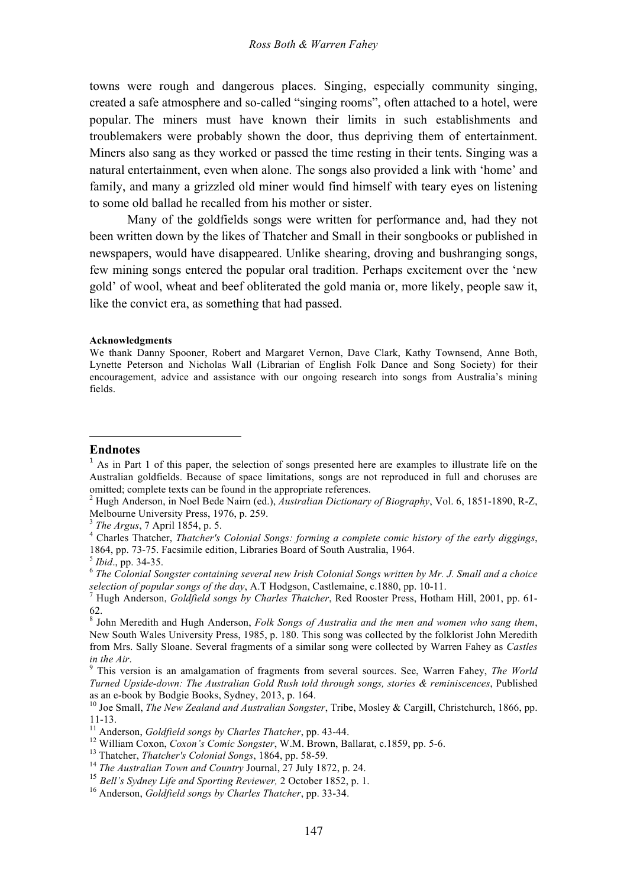towns were rough and dangerous places. Singing, especially community singing, created a safe atmosphere and so-called "singing rooms", often attached to a hotel, were popular. The miners must have known their limits in such establishments and troublemakers were probably shown the door, thus depriving them of entertainment. Miners also sang as they worked or passed the time resting in their tents. Singing was a natural entertainment, even when alone. The songs also provided a link with 'home' and family, and many a grizzled old miner would find himself with teary eyes on listening to some old ballad he recalled from his mother or sister.

Many of the goldfields songs were written for performance and, had they not been written down by the likes of Thatcher and Small in their songbooks or published in newspapers, would have disappeared. Unlike shearing, droving and bushranging songs, few mining songs entered the popular oral tradition. Perhaps excitement over the 'new gold' of wool, wheat and beef obliterated the gold mania or, more likely, people saw it, like the convict era, as something that had passed.

**Acknowledgments**

We thank Danny Spooner, Robert and Margaret Vernon, Dave Clark, Kathy Townsend, Anne Both, Lynette Peterson and Nicholas Wall (Librarian of English Folk Dance and Song Society) for their encouragement, advice and assistance with our ongoing research into songs from Australia's mining fields.

## Endnotes

[1] As in Part 1 of this paper, the selection of songs presented here are examples to illustrate life on the Australian goldfields. Because of space limitations, songs are not reproduced in full and choruses are omitted; complete texts can be found in the appropriate references.

[2] Hugh Anderson, in Noel Bede Nairn (ed.), *Australian Dictionary of Biography*, Vol. 6, 1851-1890, R-Z, Melbourne University Press, 1976, p. 259.

[3] *The Argus*, 7 April 1854, p. 5.

[4] Charles Thatcher, *Thatcher's Colonial Songs: forming a complete comic history of the early diggings*, 1864, pp. 73-75. Facsimile edition, Libraries Board of South Australia, 1964.

[5] *Ibid*., pp. 34-35.

[6] *The Colonial Songster containing several new Irish Colonial Songs written by Mr. J. Small and a choice selection of popular songs of the day*, A.T Hodgson, Castlemaine, c.1880, pp. 10-11.

[7] Hugh Anderson, *Goldfield songs by Charles Thatcher*, Red Rooster Press, Hotham Hill, 2001, pp. 61-62.

[8] John Meredith and Hugh Anderson, *Folk Songs of Australia and the men and women who sang them*, New South Wales University Press, 1985, p. 180. This song was collected by the folklorist John Meredith from Mrs. Sally Sloane. Several fragments of a similar song were collected by Warren Fahey as *Castles in the Air*.

[9] This version is an amalgamation of fragments from several sources. See, Warren Fahey, *The World Turned Upside-down: The Australian Gold Rush told through songs, stories & reminiscences*, Published as an e-book by Bodgie Books, Sydney, 2013, p. 164.

[10] Joe Small, *The New Zealand and Australian Songster*, Tribe, Mosley & Cargill, Christchurch, 1866, pp. 11-13.

[11] Anderson, *Goldfield songs by Charles Thatcher*, pp. 43-44.

[12] William Coxon, *Coxon's Comic Songster*, W.M. Brown, Ballarat, c.1859, pp. 5-6.

[13] Thatcher, *Thatcher's Colonial Songs*, 1864, pp. 58-59.

[14] *The Australian Town and Country* Journal, 27 July 1872, p. 24.

[15] *Bell's Sydney Life and Sporting Reviewer,* 2 October 1852, p. 1.

[16] Anderson, *Goldfield songs by Charles Thatcher*, pp. 33-34.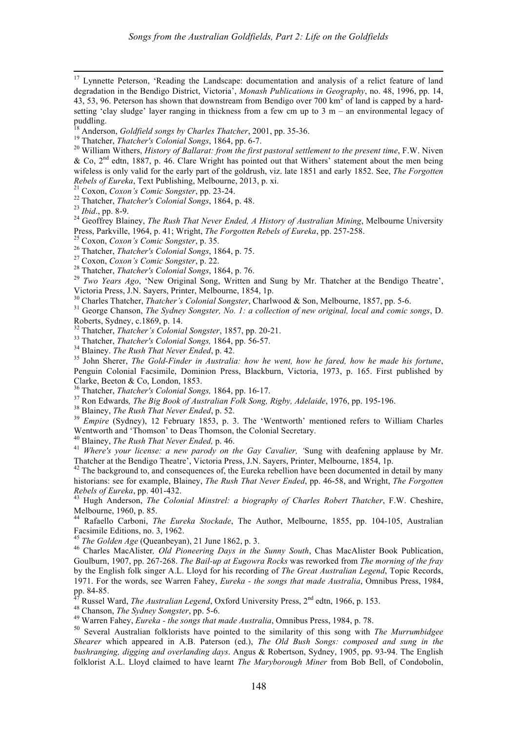[17] Lynnette Peterson, 'Reading the Landscape: documentation and analysis of a relict feature of land degradation in the Bendigo District, Victoria', *Monash Publications in Geography*, no. 48, 1996, pp. 14, 43, 53, 96. Peterson has shown that downstream from Bendigo over 700 $km^2$ of land is capped by a hard-setting 'clay sludge' layer ranging in thickness from a few cm up to 3 m – an environmental legacy of puddling.

[18] Anderson, *Goldfield songs by Charles Thatcher*, 2001, pp. 35-36.

[19] Thatcher, *Thatcher's Colonial Songs*, 1864, pp. 6-7.

[20] William Withers, *History of Ballarat: from the first pastoral settlement to the present time*, F.W. Niven & Co, 2nd edtn, 1887, p. 46. Clare Wright has pointed out that Withers' statement about the men being wifeless is only valid for the early part of the goldrush, viz. late 1851 and early 1852. See, *The Forgotten Rebels of Eureka*, Text Publishing, Melbourne, 2013, p. xi.

[21] Coxon, *Coxon's Comic Songster*, pp. 23-24.

[22] Thatcher, *Thatcher's Colonial Songs*, 1864, p. 48.

[23] *Ibid*., pp. 8-9.

[24] Geoffrey Blainey, *The Rush That Never Ended, A History of Australian Mining*, Melbourne University Press, Parkville, 1964, p. 41; Wright, *The Forgotten Rebels of Eureka*, pp. 257-258.

[25] Coxon, *Coxon's Comic Songster*, p. 35.

[26] Thatcher, *Thatcher's Colonial Songs*, 1864, p. 75.

[27] Coxon, *Coxon's Comic Songster*, p. 22.

[28] Thatcher, *Thatcher's Colonial Songs*, 1864, p. 76.

[29] *Two Years Ago*, 'New Original Song, Written and Sung by Mr. Thatcher at the Bendigo Theatre', Victoria Press, J.N. Sayers, Printer, Melbourne, 1854, 1p.

[30] Charles Thatcher, *Thatcher's Colonial Songster*, Charlwood & Son, Melbourne, 1857, pp. 5-6.

[31] George Chanson, *The Sydney Songster, No. 1: a collection of new original, local and comic songs*, D. Roberts, Sydney, c.1869, p. 14.

[32] Thatcher, *Thatcher's Colonial Songster*, 1857, pp. 20-21.

[33] Thatcher, *Thatcher's Colonial Songs,* 1864, pp. 56-57.

[34] Blainey. *The Rush That Never Ended*, p. 42.

[35] John Sherer, *The Gold-Finder in Australia: how he went, how he fared, how he made his fortune*, Penguin Colonial Facsimile, Dominion Press, Blackburn, Victoria, 1973, p. 165. First published by Clarke, Beeton & Co, London, 1853.

[36] Thatcher, *Thatcher's Colonial Songs,* 1864, pp. 16-17.

[37] Ron Edwards*, The Big Book of Australian Folk Song, Rigby, Adelaide*, 1976, pp. 195-196.

[38] Blainey, *The Rush That Never Ended*, p. 52.

[39] *Empire* (Sydney), 12 February 1853, p. 3. The 'Wentworth' mentioned refers to William Charles Wentworth and 'Thomson' to Deas Thomson, the Colonial Secretary.

[40] Blainey, *The Rush That Never Ended,* p. 46.

[41] *Where's your license: a new parody on the Gay Cavalier, '*Sung with deafening applause by Mr. Thatcher at the Bendigo Theatre', Victoria Press, J.N. Sayers, Printer, Melbourne, 1854, 1p.

[42] The background to, and consequences of, the Eureka rebellion have been documented in detail by many historians: see for example, Blainey, *The Rush That Never Ended*, pp. 46-58, and Wright, *The Forgotten Rebels of Eureka*, pp. 401-432.

[43] Hugh Anderson, *The Colonial Minstrel: a biography of Charles Robert Thatcher*, F.W. Cheshire, Melbourne, 1960, p. 85.

[44] Rafaello Carboni, *The Eureka Stockade*, The Author, Melbourne, 1855, pp. 104-105, Australian Facsimile Editions, no. 3, 1962.

[45] *The Golden Age* (Queanbeyan), 21 June 1862, p. 3.

[46] Charles MacAlister*, Old Pioneering Days in the Sunny South*, Chas MacAlister Book Publication, Goulburn, 1907, pp. 267-268. *The Bail-up at Eugowra Rocks* was reworked from *The morning of the fray* by the English folk singer A.L. Lloyd for his recording of *The Great Australian Legend*, Topic Records, 1971. For the words, see Warren Fahey, *Eureka - the songs that made Australia*, Omnibus Press, 1984, pp. 84-85.

[47] Russel Ward, *The Australian Legend*, Oxford University Press, 2nd edtn, 1966, p. 153.

[48] Chanson, *The Sydney Songster*, pp. 5-6.

[49] Warren Fahey, *Eureka - the songs that made Australia*, Omnibus Press, 1984, p. 78.

[50] Several Australian folklorists have pointed to the similarity of this song with *The Murrumbidgee Shearer* which appeared in A.B. Paterson (ed.), *The Old Bush Songs: composed and sung in the bushranging, digging and overlanding days*. Angus & Robertson, Sydney, 1905, pp. 93-94. The English folklorist A.L. Lloyd claimed to have learnt *The Maryborough Miner* from Bob Bell, of Condobolin,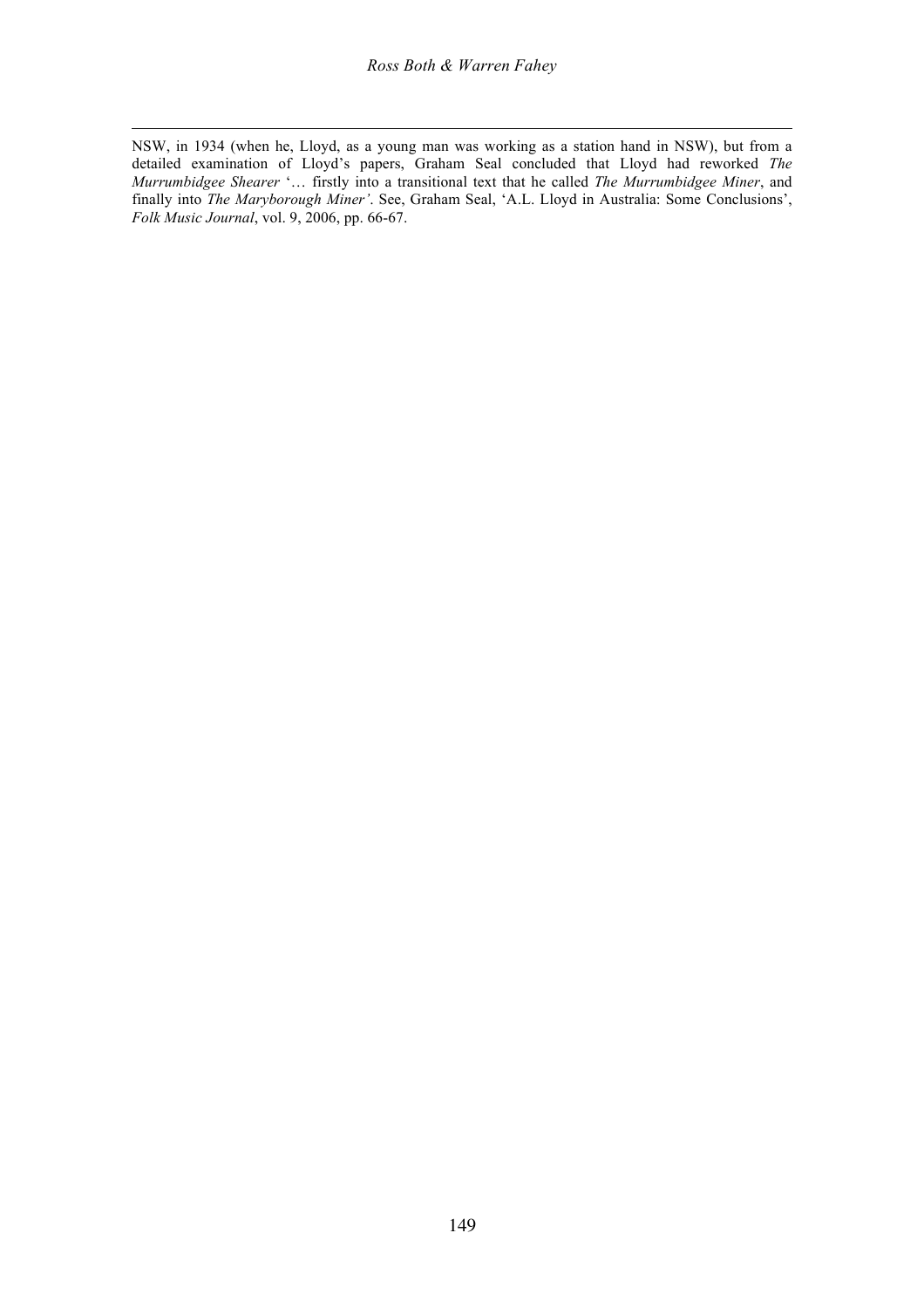NSW, in 1934 (when he, Lloyd, as a young man was working as a station hand in NSW), but from a detailed examination of Lloyd's papers, Graham Seal concluded that Lloyd had reworked *The Murrumbidgee Shearer* '… firstly into a transitional text that he called *The Murrumbidgee Miner*, and finally into *The Maryborough Miner'*. See, Graham Seal, 'A.L. Lloyd in Australia: Some Conclusions', *Folk Music Journal*, vol. 9, 2006, pp. 66-67.